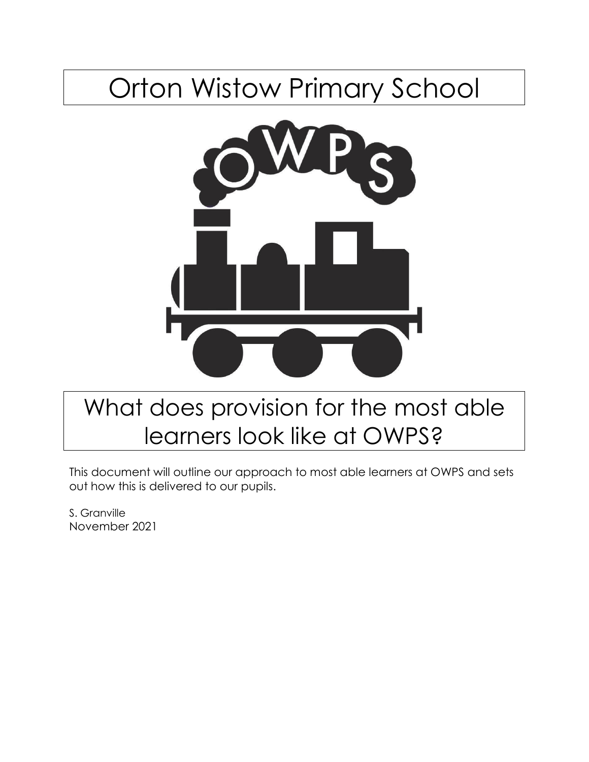# Orton Wistow Primary School

# What does provision for the most able learners look like at OWPS?

This document will outline our approach to most able learners at OWPS and sets out how this is delivered to our pupils.

S. Granville
November 2021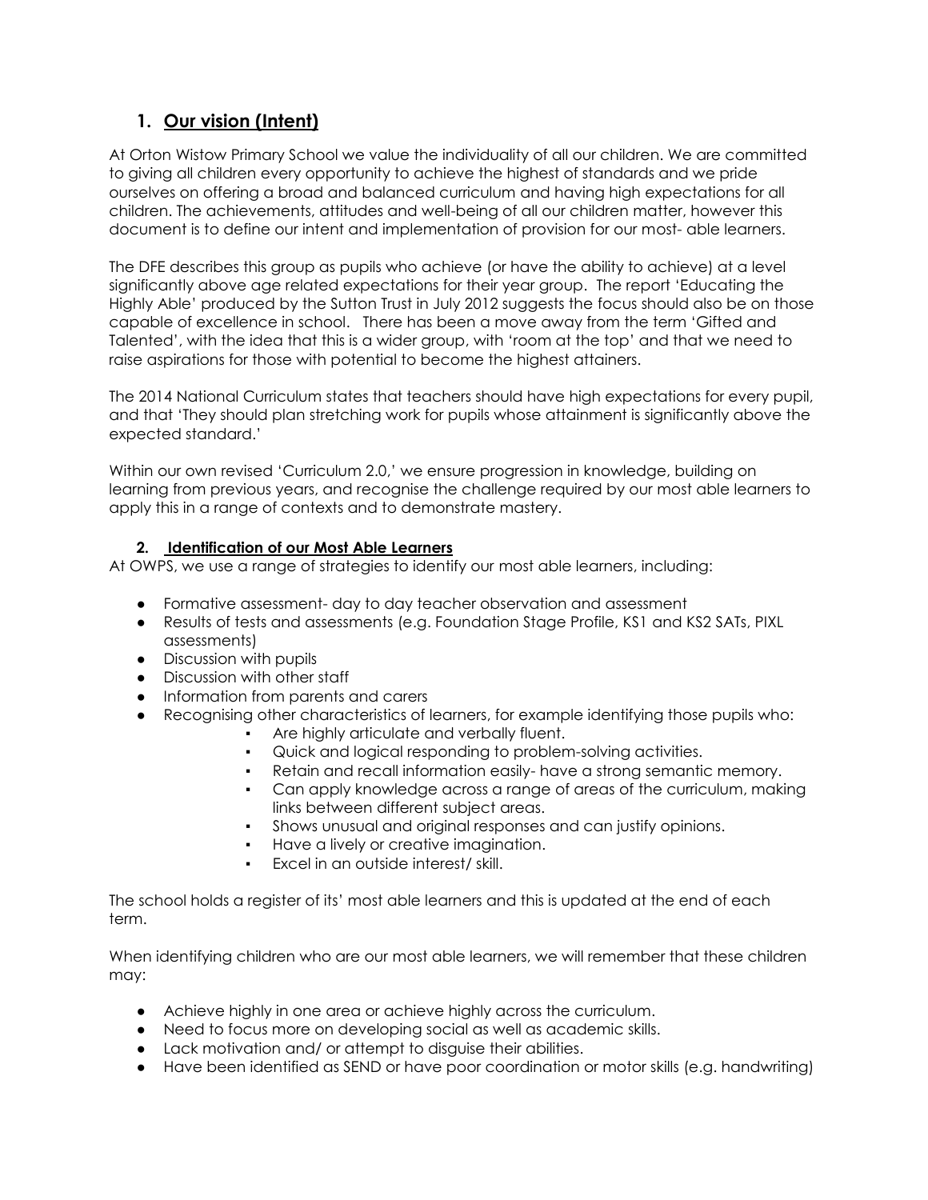## 1. Our vision (Intent)

At Orton Wistow Primary School we value the individuality of all our children. We are committed to giving all children every opportunity to achieve the highest of standards and we pride ourselves on offering a broad and balanced curriculum and having high expectations for all children. The achievements, attitudes and well-being of all our children matter, however this document is to define our intent and implementation of provision for our most- able learners.

The DFE describes this group as pupils who achieve (or have the ability to achieve) at a level significantly above age related expectations for their year group. The report 'Educating the Highly Able' produced by the Sutton Trust in July 2012 suggests the focus should also be on those capable of excellence in school. There has been a move away from the term 'Gifted and Talented', with the idea that this is a wider group, with 'room at the top' and that we need to raise aspirations for those with potential to become the highest attainers.

The 2014 National Curriculum states that teachers should have high expectations for every pupil, and that 'They should plan stretching work for pupils whose attainment is significantly above the expected standard.'

Within our own revised 'Curriculum 2.0,' we ensure progression in knowledge, building on learning from previous years, and recognise the challenge required by our most able learners to apply this in a range of contexts and to demonstrate mastery.

### 2. Identification of our Most Able Learners

At OWPS, we use a range of strategies to identify our most able learners, including:

- Formative assessment- day to day teacher observation and assessment
- Results of tests and assessments (e.g. Foundation Stage Profile, KS1 and KS2 SATs, PIXL assessments)
- Discussion with pupils
- Discussion with other staff
- Information from parents and carers
- Recognising other characteristics of learners, for example identifying those pupils who:
  - Are highly articulate and verbally fluent.
  - Quick and logical responding to problem-solving activities.
  - Retain and recall information easily- have a strong semantic memory.
  - Can apply knowledge across a range of areas of the curriculum, making links between different subject areas.
  - Shows unusual and original responses and can justify opinions.
  - Have a lively or creative imagination.
  - Excel in an outside interest/ skill.

The school holds a register of its' most able learners and this is updated at the end of each term.

When identifying children who are our most able learners, we will remember that these children may:

- Achieve highly in one area or achieve highly across the curriculum.
- Need to focus more on developing social as well as academic skills.
- Lack motivation and/ or attempt to disguise their abilities.
- Have been identified as SEND or have poor coordination or motor skills (e.g. handwriting)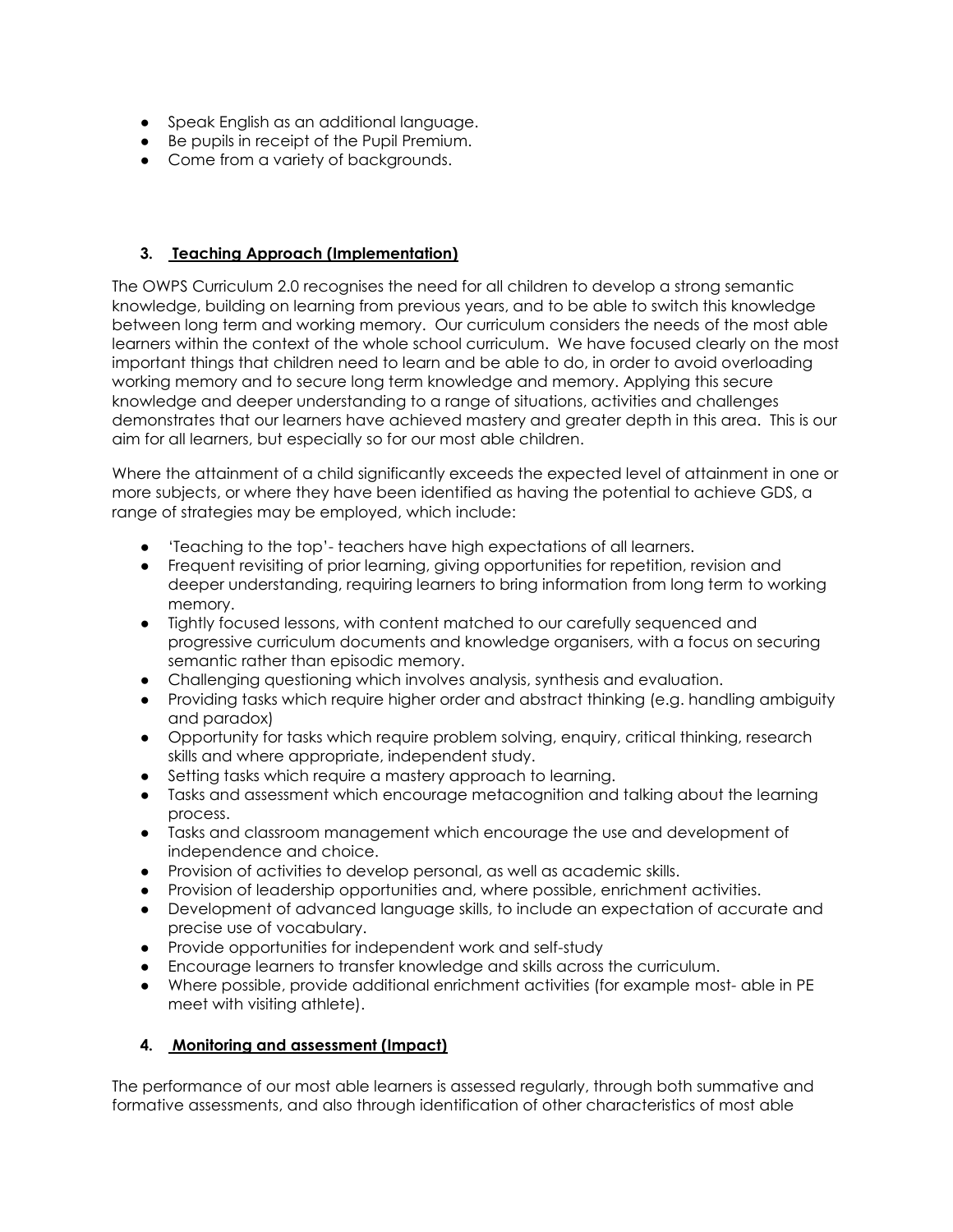- Speak English as an additional language.
- Be pupils in receipt of the Pupil Premium.
- Come from a variety of backgrounds.

### 3. Teaching Approach (Implementation)

The OWPS Curriculum 2.0 recognises the need for all children to develop a strong semantic knowledge, building on learning from previous years, and to be able to switch this knowledge between long term and working memory. Our curriculum considers the needs of the most able learners within the context of the whole school curriculum. We have focused clearly on the most important things that children need to learn and be able to do, in order to avoid overloading working memory and to secure long term knowledge and memory. Applying this secure knowledge and deeper understanding to a range of situations, activities and challenges demonstrates that our learners have achieved mastery and greater depth in this area. This is our aim for all learners, but especially so for our most able children.

Where the attainment of a child significantly exceeds the expected level of attainment in one or more subjects, or where they have been identified as having the potential to achieve GDS, a range of strategies may be employed, which include:

- 'Teaching to the top'- teachers have high expectations of all learners.
- Frequent revisiting of prior learning, giving opportunities for repetition, revision and deeper understanding, requiring learners to bring information from long term to working memory.
- Tightly focused lessons, with content matched to our carefully sequenced and progressive curriculum documents and knowledge organisers, with a focus on securing semantic rather than episodic memory.
- Challenging questioning which involves analysis, synthesis and evaluation.
- Providing tasks which require higher order and abstract thinking (e.g. handling ambiguity and paradox)
- Opportunity for tasks which require problem solving, enquiry, critical thinking, research skills and where appropriate, independent study.
- Setting tasks which require a mastery approach to learning.
- Tasks and assessment which encourage metacognition and talking about the learning process.
- Tasks and classroom management which encourage the use and development of independence and choice.
- Provision of activities to develop personal, as well as academic skills.
- Provision of leadership opportunities and, where possible, enrichment activities.
- Development of advanced language skills, to include an expectation of accurate and precise use of vocabulary.
- Provide opportunities for independent work and self-study
- Encourage learners to transfer knowledge and skills across the curriculum.
- Where possible, provide additional enrichment activities (for example most- able in PE meet with visiting athlete).

### 4. Monitoring and assessment (Impact)

The performance of our most able learners is assessed regularly, through both summative and formative assessments, and also through identification of other characteristics of most able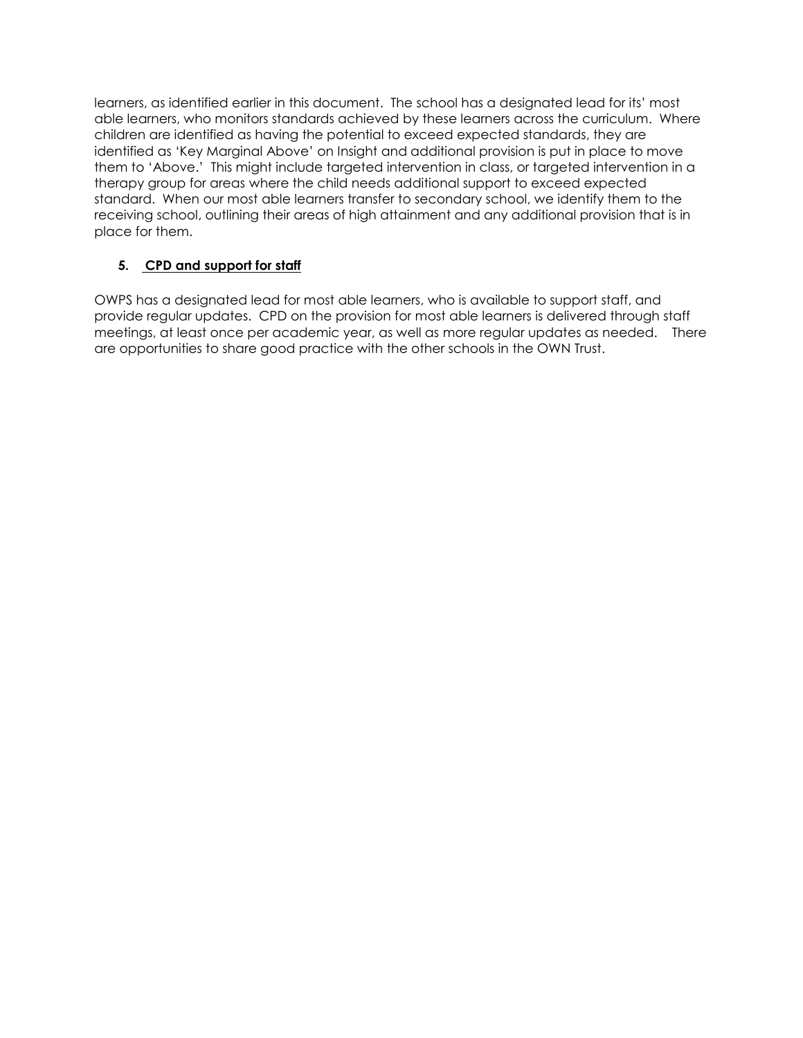learners, as identified earlier in this document. The school has a designated lead for its' most able learners, who monitors standards achieved by these learners across the curriculum. Where children are identified as having the potential to exceed expected standards, they are identified as 'Key Marginal Above' on Insight and additional provision is put in place to move them to 'Above.' This might include targeted intervention in class, or targeted intervention in a therapy group for areas where the child needs additional support to exceed expected standard. When our most able learners transfer to secondary school, we identify them to the receiving school, outlining their areas of high attainment and any additional provision that is in place for them.

## 5. CPD and support for staff

OWPS has a designated lead for most able learners, who is available to support staff, and provide regular updates. CPD on the provision for most able learners is delivered through staff meetings, at least once per academic year, as well as more regular updates as needed. There are opportunities to share good practice with the other schools in the OWN Trust.